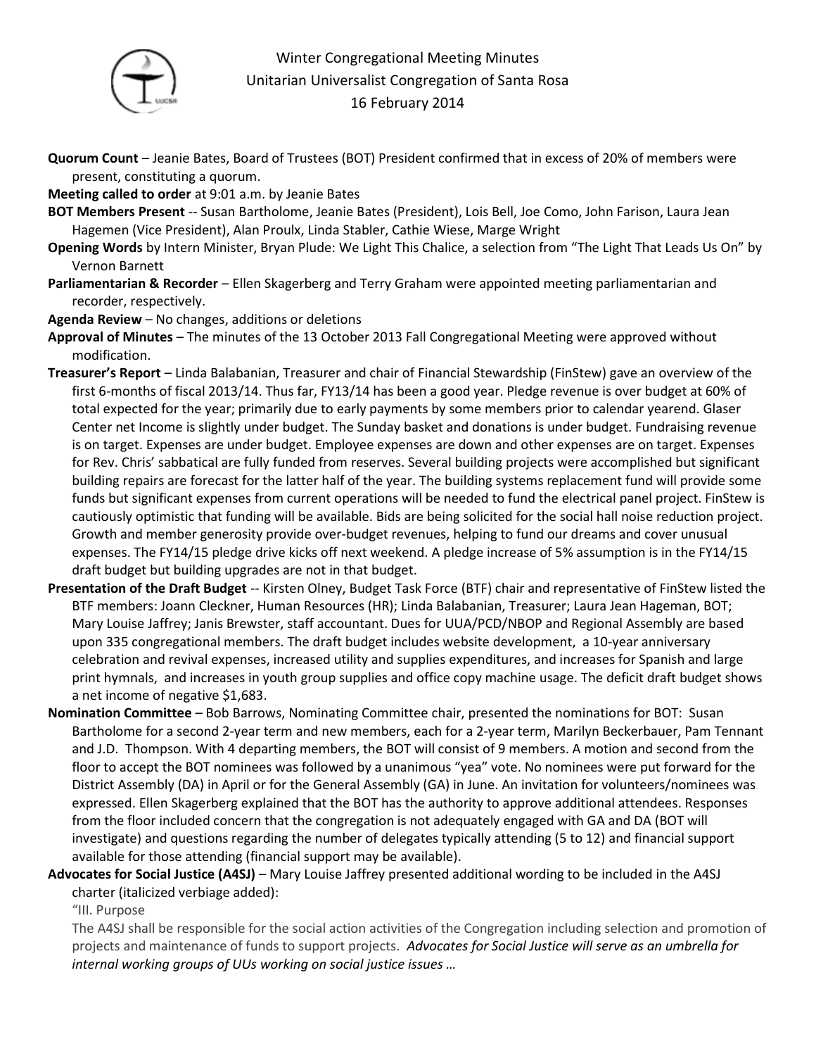# Winter Congregational Meeting Minutes
## Unitarian Universalist Congregation of Santa Rosa
### 16 February 2014

**Quorum Count** – Jeanie Bates, Board of Trustees (BOT) President confirmed that in excess of 20% of members were present, constituting a quorum.

**Meeting called to order** at 9:01 a.m. by Jeanie Bates

**BOT Members Present** -- Susan Bartholome, Jeanie Bates (President), Lois Bell, Joe Como, John Farison, Laura Jean Hagemen (Vice President), Alan Proulx, Linda Stabler, Cathie Wiese, Marge Wright

**Opening Words** by Intern Minister, Bryan Plude: We Light This Chalice, a selection from "The Light That Leads Us On" by Vernon Barnett

**Parliamentarian & Recorder** – Ellen Skagerberg and Terry Graham were appointed meeting parliamentarian and recorder, respectively.

**Agenda Review** – No changes, additions or deletions

**Approval of Minutes** – The minutes of the 13 October 2013 Fall Congregational Meeting were approved without modification.

**Treasurer's Report** – Linda Balabanian, Treasurer and chair of Financial Stewardship (FinStew) gave an overview of the first 6-months of fiscal 2013/14. Thus far, FY13/14 has been a good year. Pledge revenue is over budget at 60% of total expected for the year; primarily due to early payments by some members prior to calendar yearend. Glaser Center net Income is slightly under budget. The Sunday basket and donations is under budget. Fundraising revenue is on target. Expenses are under budget. Employee expenses are down and other expenses are on target. Expenses for Rev. Chris' sabbatical are fully funded from reserves. Several building projects were accomplished but significant building repairs are forecast for the latter half of the year. The building systems replacement fund will provide some funds but significant expenses from current operations will be needed to fund the electrical panel project. FinStew is cautiously optimistic that funding will be available. Bids are being solicited for the social hall noise reduction project. Growth and member generosity provide over-budget revenues, helping to fund our dreams and cover unusual expenses. The FY14/15 pledge drive kicks off next weekend. A pledge increase of 5% assumption is in the FY14/15 draft budget but building upgrades are not in that budget.

**Presentation of the Draft Budget** -- Kirsten Olney, Budget Task Force (BTF) chair and representative of FinStew listed the BTF members: Joann Cleckner, Human Resources (HR); Linda Balabanian, Treasurer; Laura Jean Hageman, BOT; Mary Louise Jaffrey; Janis Brewster, staff accountant. Dues for UUA/PCD/NBOP and Regional Assembly are based upon 335 congregational members. The draft budget includes website development, a 10-year anniversary celebration and revival expenses, increased utility and supplies expenditures, and increases for Spanish and large print hymnals, and increases in youth group supplies and office copy machine usage. The deficit draft budget shows a net income of negative $1,683.

**Nomination Committee** – Bob Barrows, Nominating Committee chair, presented the nominations for BOT: Susan Bartholome for a second 2-year term and new members, each for a 2-year term, Marilyn Beckerbauer, Pam Tennant and J.D. Thompson. With 4 departing members, the BOT will consist of 9 members. A motion and second from the floor to accept the BOT nominees was followed by a unanimous "yea" vote. No nominees were put forward for the District Assembly (DA) in April or for the General Assembly (GA) in June. An invitation for volunteers/nominees was expressed. Ellen Skagerberg explained that the BOT has the authority to approve additional attendees. Responses from the floor included concern that the congregation is not adequately engaged with GA and DA (BOT will investigate) and questions regarding the number of delegates typically attending (5 to 12) and financial support available for those attending (financial support may be available).

**Advocates for Social Justice (A4SJ)** – Mary Louise Jaffrey presented additional wording to be included in the A4SJ charter (italicized verbiage added):

"III. Purpose

The A4SJ shall be responsible for the social action activities of the Congregation including selection and promotion of projects and maintenance of funds to support projects. *Advocates for Social Justice will serve as an umbrella for internal working groups of UUs working on social justice issues …*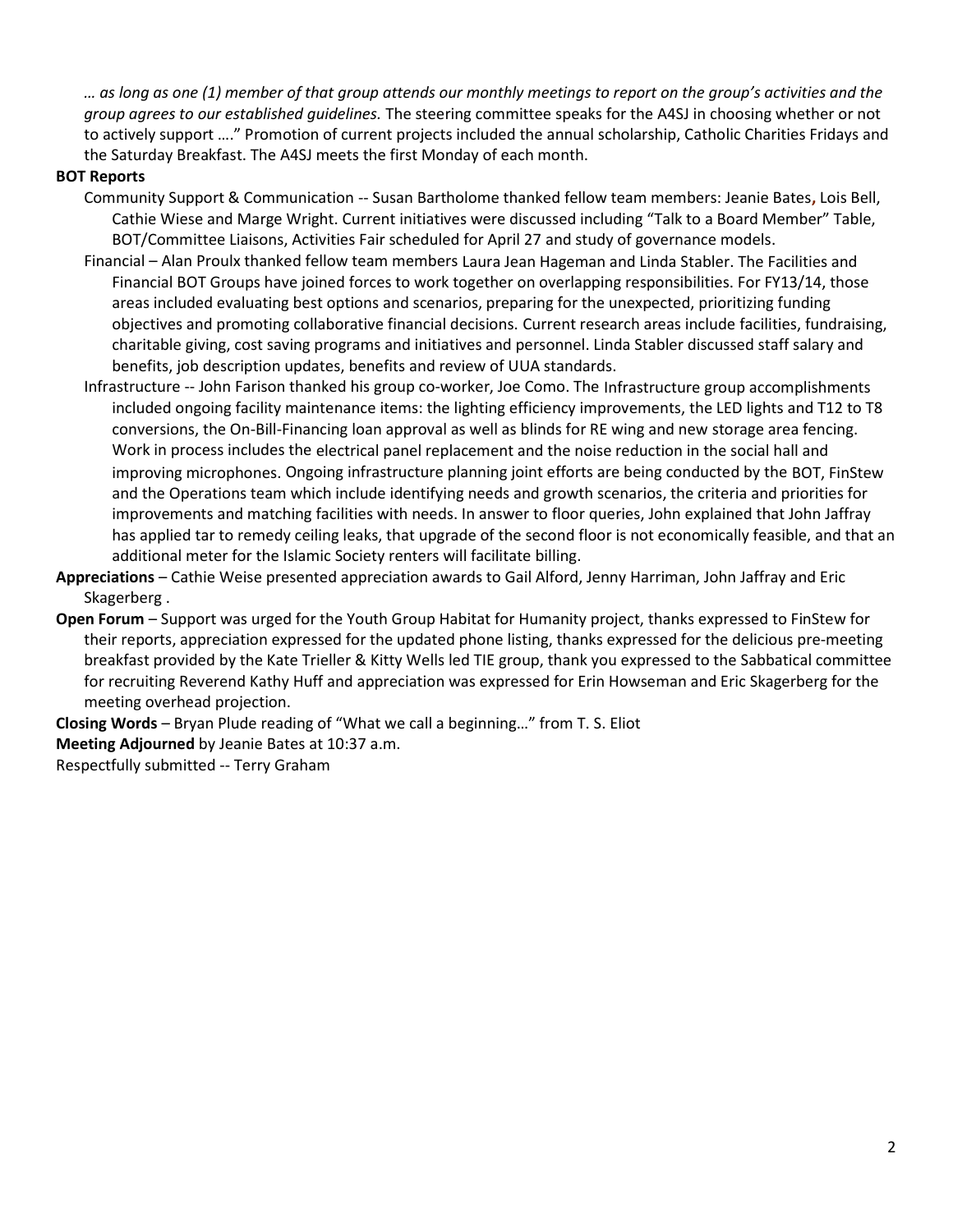*… as long as one (1) member of that group attends our monthly meetings to report on the group's activities and the group agrees to our established guidelines.* The steering committee speaks for the A4SJ in choosing whether or not to actively support …." Promotion of current projects included the annual scholarship, Catholic Charities Fridays and the Saturday Breakfast. The A4SJ meets the first Monday of each month.

**BOT Reports**

Community Support & Communication -- Susan Bartholome thanked fellow team members: Jeanie Bates, Lois Bell, Cathie Wiese and Marge Wright. Current initiatives were discussed including "Talk to a Board Member" Table, BOT/Committee Liaisons, Activities Fair scheduled for April 27 and study of governance models.

Financial – Alan Proulx thanked fellow team members Laura Jean Hageman and Linda Stabler. The Facilities and Financial BOT Groups have joined forces to work together on overlapping responsibilities. For FY13/14, those areas included evaluating best options and scenarios, preparing for the unexpected, prioritizing funding objectives and promoting collaborative financial decisions. Current research areas include facilities, fundraising, charitable giving, cost saving programs and initiatives and personnel. Linda Stabler discussed staff salary and benefits, job description updates, benefits and review of UUA standards.

Infrastructure -- John Farison thanked his group co-worker, Joe Como. The Infrastructure group accomplishments included ongoing facility maintenance items: the lighting efficiency improvements, the LED lights and T12 to T8 conversions, the On-Bill-Financing loan approval as well as blinds for RE wing and new storage area fencing. Work in process includes the electrical panel replacement and the noise reduction in the social hall and improving microphones. Ongoing infrastructure planning joint efforts are being conducted by the BOT, FinStew and the Operations team which include identifying needs and growth scenarios, the criteria and priorities for improvements and matching facilities with needs. In answer to floor queries, John explained that John Jaffray has applied tar to remedy ceiling leaks, that upgrade of the second floor is not economically feasible, and that an additional meter for the Islamic Society renters will facilitate billing.

**Appreciations** – Cathie Weise presented appreciation awards to Gail Alford, Jenny Harriman, John Jaffray and Eric Skagerberg .

**Open Forum** – Support was urged for the Youth Group Habitat for Humanity project, thanks expressed to FinStew for their reports, appreciation expressed for the updated phone listing, thanks expressed for the delicious pre-meeting breakfast provided by the Kate Trieller & Kitty Wells led TIE group, thank you expressed to the Sabbatical committee for recruiting Reverend Kathy Huff and appreciation was expressed for Erin Howseman and Eric Skagerberg for the meeting overhead projection.

**Closing Words** – Bryan Plude reading of "What we call a beginning…" from T. S. Eliot

**Meeting Adjourned** by Jeanie Bates at 10:37 a.m.

Respectfully submitted -- Terry Graham